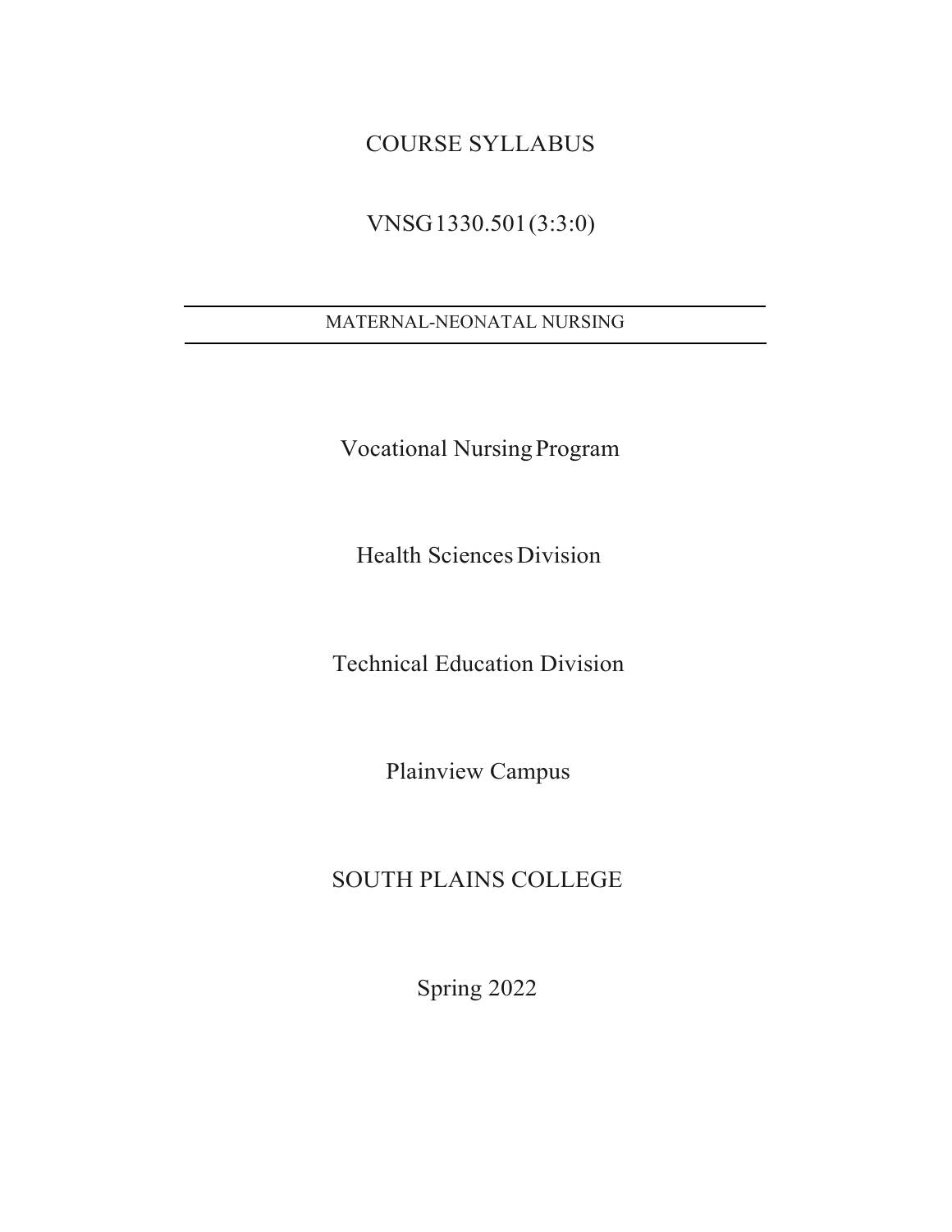# COURSE SYLLABUS

VNSG 1330.501 (3:3:0)

---

MATERNAL-NEONATAL NURSING

---

Vocational Nursing Program

Health Sciences Division

Technical Education Division

Plainview Campus

SOUTH PLAINS COLLEGE

Spring 2022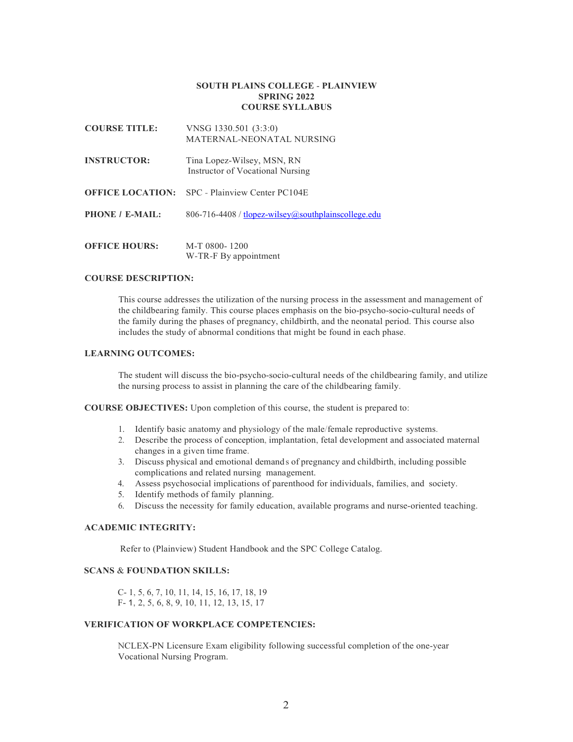**SOUTH PLAINS COLLEGE - PLAINVIEW**
**SPRING 2022**
**COURSE SYLLABUS**

**COURSE TITLE:** VNSG 1330.501 (3:3:0)
MATERNAL-NEONATAL NURSING

**INSTRUCTOR:** Tina Lopez-Wilsey, MSN, RN
Instructor of Vocational Nursing

**OFFICE LOCATION:** SPC - Plainview Center PC104E

**PHONE / E-MAIL:** 806-716-4408 / tlopez-wilsey@southplainscollege.edu

**OFFICE HOURS:** M-T 0800- 1200
W-TR-F By appointment

**COURSE DESCRIPTION:**

This course addresses the utilization of the nursing process in the assessment and management of the childbearing family. This course places emphasis on the bio-psycho-socio-cultural needs of the family during the phases of pregnancy, childbirth, and the neonatal period. This course also includes the study of abnormal conditions that might be found in each phase.

**LEARNING OUTCOMES:**

The student will discuss the bio-psycho-socio-cultural needs of the childbearing family, and utilize the nursing process to assist in planning the care of the childbearing family.

**COURSE OBJECTIVES:** Upon completion of this course, the student is prepared to:

1. Identify basic anatomy and physiology of the male/female reproductive systems.
2. Describe the process of conception, implantation, fetal development and associated maternal changes in a given time frame.
3. Discuss physical and emotional demands of pregnancy and childbirth, including possible complications and related nursing management.
4. Assess psychosocial implications of parenthood for individuals, families, and society.
5. Identify methods of family planning.
6. Discuss the necessity for family education, available programs and nurse-oriented teaching.

**ACADEMIC INTEGRITY:**

Refer to (Plainview) Student Handbook and the SPC College Catalog.

**SCANS & FOUNDATION SKILLS:**

C- 1, 5, 6, 7, 10, 11, 14, 15, 16, 17, 18, 19
F- 1, 2, 5, 6, 8, 9, 10, 11, 12, 13, 15, 17

**VERIFICATION OF WORKPLACE COMPETENCIES:**

NCLEX-PN Licensure Exam eligibility following successful completion of the one-year Vocational Nursing Program.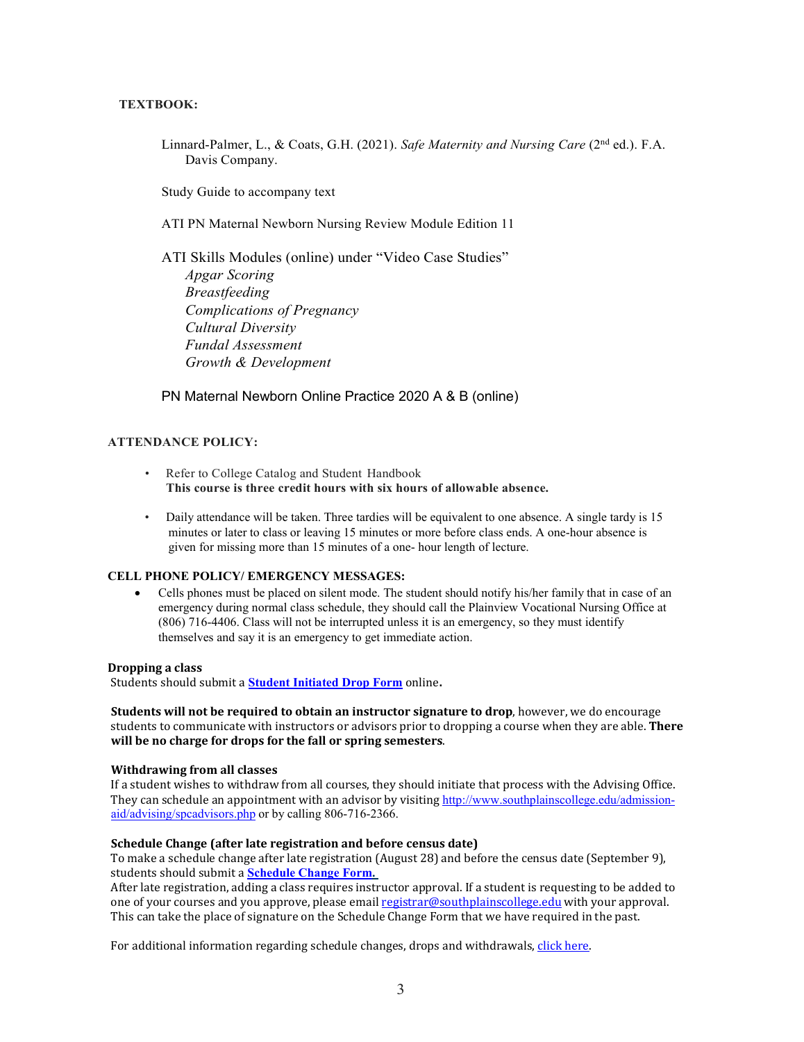**TEXTBOOK:**

Linnard-Palmer, L., & Coats, G.H. (2021). *Safe Maternity and Nursing Care* (2nd ed.). F.A. Davis Company.

Study Guide to accompany text

ATI PN Maternal Newborn Nursing Review Module Edition 11

ATI Skills Modules (online) under "Video Case Studies"

*Apgar Scoring*
*Breastfeeding*
*Complications of Pregnancy*
*Cultural Diversity*
*Fundal Assessment*
*Growth & Development*

PN Maternal Newborn Online Practice 2020 A & B (online)

**ATTENDANCE POLICY:**

- Refer to College Catalog and Student Handbook
  **This course is three credit hours with six hours of allowable absence.**
- Daily attendance will be taken. Three tardies will be equivalent to one absence. A single tardy is 15 minutes or later to class or leaving 15 minutes or more before class ends. A one-hour absence is given for missing more than 15 minutes of a one- hour length of lecture.

**CELL PHONE POLICY/ EMERGENCY MESSAGES:**

- Cells phones must be placed on silent mode. The student should notify his/her family that in case of an emergency during normal class schedule, they should call the Plainview Vocational Nursing Office at (806) 716-4406. Class will not be interrupted unless it is an emergency, so they must identify themselves and say it is an emergency to get immediate action.

**Dropping a class**

Students should submit a **Student Initiated Drop Form** online**.**

**Students will not be required to obtain an instructor signature to drop**, however, we do encourage students to communicate with instructors or advisors prior to dropping a course when they are able. **There will be no charge for drops for the fall or spring semesters**.

**Withdrawing from all classes**

If a student wishes to withdraw from all courses, they should initiate that process with the Advising Office. They can schedule an appointment with an advisor by visiting http://www.southplainscollege.edu/admission-aid/advising/spcadvisors.php or by calling 806-716-2366.

**Schedule Change (after late registration and before census date)**

To make a schedule change after late registration (August 28) and before the census date (September 9), students should submit a **Schedule Change Form.**

After late registration, adding a class requires instructor approval. If a student is requesting to be added to one of your courses and you approve, please email registrar@southplainscollege.edu with your approval. This can take the place of signature on the Schedule Change Form that we have required in the past.

For additional information regarding schedule changes, drops and withdrawals, click here.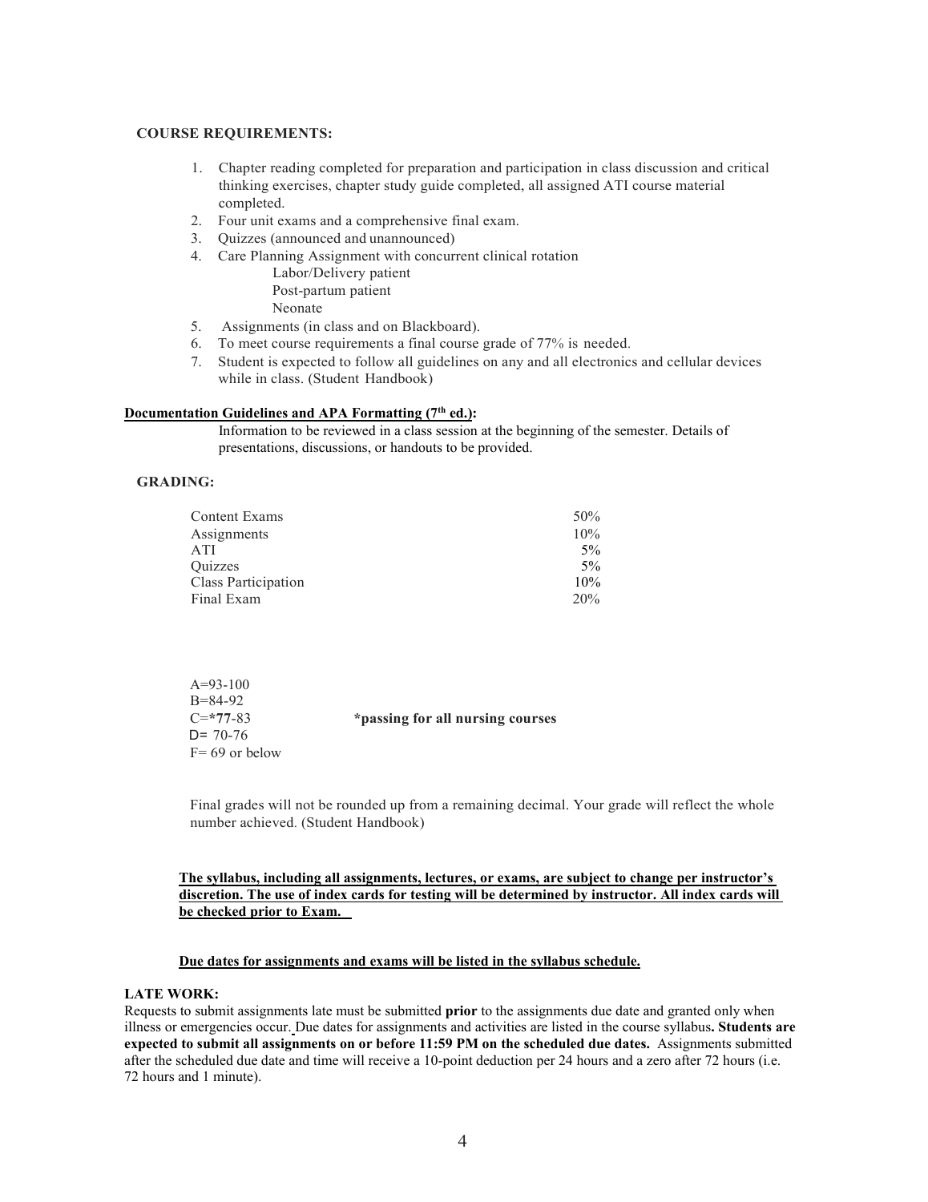**COURSE REQUIREMENTS:**

1. Chapter reading completed for preparation and participation in class discussion and critical thinking exercises, chapter study guide completed, all assigned ATI course material completed.
2. Four unit exams and a comprehensive final exam.
3. Quizzes (announced and unannounced)
4. Care Planning Assignment with concurrent clinical rotation
   - Labor/Delivery patient
   - Post-partum patient
   - Neonate
5. Assignments (in class and on Blackboard).
6. To meet course requirements a final course grade of 77% is needed.
7. Student is expected to follow all guidelines on any and all electronics and cellular devices while in class. (Student Handbook)

**Documentation Guidelines and APA Formatting (7th ed.):**

Information to be reviewed in a class session at the beginning of the semester. Details of presentations, discussions, or handouts to be provided.

**GRADING:**

| | |
|---|---|
| Content Exams | 50% |
| Assignments | 10% |
| ATI | 5% |
| Quizzes | 5% |
| Class Participation | 10% |
| Final Exam | 20% |

A=93-100
B=84-92
C=**\*77**-83 **\*passing for all nursing courses**
D= 70-76
F= 69 or below

Final grades will not be rounded up from a remaining decimal. Your grade will reflect the whole number achieved. (Student Handbook)

**The syllabus, including all assignments, lectures, or exams, are subject to change per instructor's discretion. The use of index cards for testing will be determined by instructor. All index cards will be checked prior to Exam.**

**Due dates for assignments and exams will be listed in the syllabus schedule.**

**LATE WORK:**

Requests to submit assignments late must be submitted **prior** to the assignments due date and granted only when illness or emergencies occur. Due dates for assignments and activities are listed in the course syllabus**. Students are expected to submit all assignments on or before 11:59 PM on the scheduled due dates.** Assignments submitted after the scheduled due date and time will receive a 10-point deduction per 24 hours and a zero after 72 hours (i.e. 72 hours and 1 minute).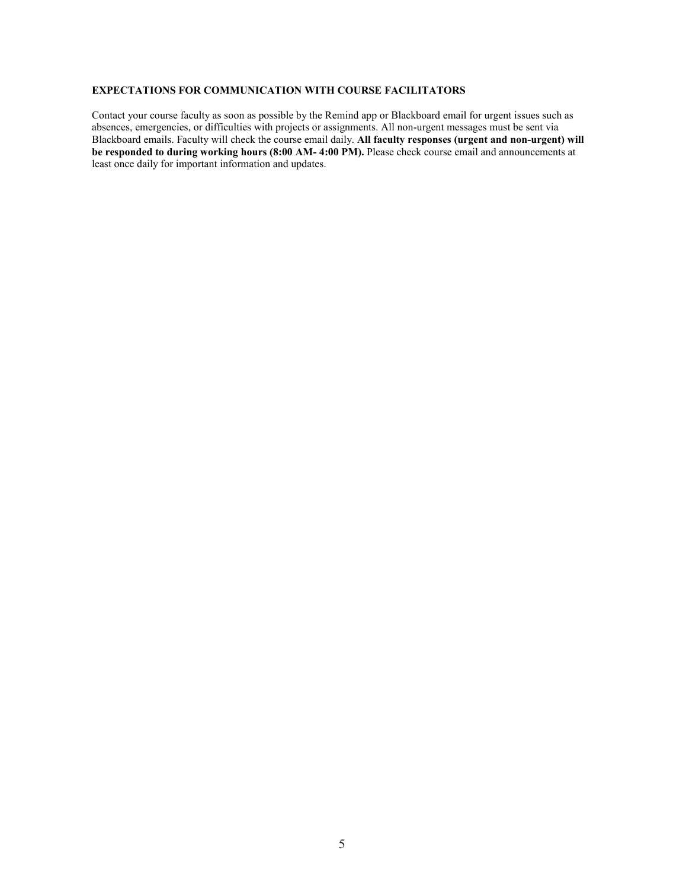**EXPECTATIONS FOR COMMUNICATION WITH COURSE FACILITATORS**

Contact your course faculty as soon as possible by the Remind app or Blackboard email for urgent issues such as absences, emergencies, or difficulties with projects or assignments. All non-urgent messages must be sent via Blackboard emails. Faculty will check the course email daily. **All faculty responses (urgent and non-urgent) will be responded to during working hours (8:00 AM- 4:00 PM).** Please check course email and announcements at least once daily for important information and updates.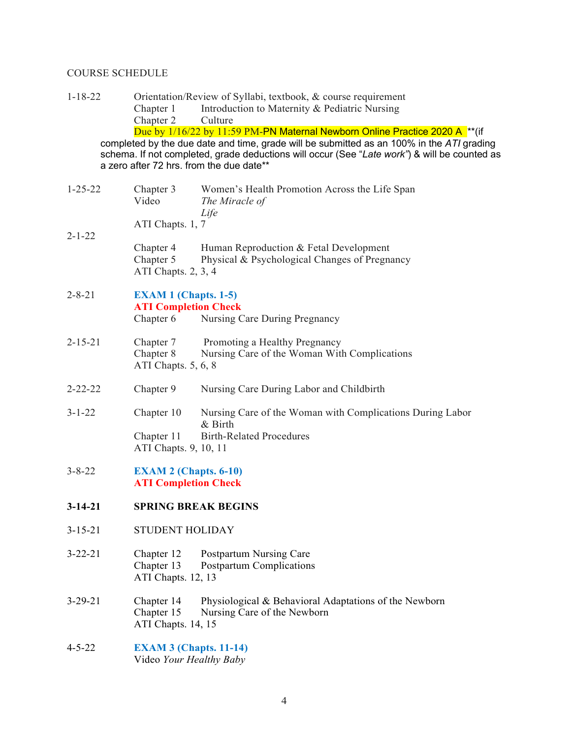COURSE SCHEDULE

| | | |
|---|---|---|
| 1-18-22 | Orientation/Review of Syllabi, textbook, & course requirement | |
| | Chapter 1 | Introduction to Maternity & Pediatric Nursing |
| | Chapter 2 | Culture |

Due by 1/16/22 by 11:59 PM-PN Maternal Newborn Online Practice 2020 A **(if completed by the due date and time, grade will be submitted as an 100% in the *ATI* grading schema. If not completed, grade deductions will occur (See "*Late work*") & will be counted as a zero after 72 hrs. from the due date**

| | | |
|---|---|---|
| 1-25-22 | Chapter 3 | Women's Health Promotion Across the Life Span |
| | Video | *The Miracle of Life* |
| | ATI Chapts. 1, 7 | |
| 2-1-22 | Chapter 4 | Human Reproduction & Fetal Development |
| | Chapter 5 | Physical & Psychological Changes of Pregnancy |
| | ATI Chapts. 2, 3, 4 | |
| 2-8-21 | **EXAM 1 (Chapts. 1-5)** | |
| | **ATI Completion Check** | |
| | Chapter 6 | Nursing Care During Pregnancy |
| 2-15-21 | Chapter 7 | Promoting a Healthy Pregnancy |
| | Chapter 8 | Nursing Care of the Woman With Complications |
| | ATI Chapts. 5, 6, 8 | |
| 2-22-22 | Chapter 9 | Nursing Care During Labor and Childbirth |
| 3-1-22 | Chapter 10 | Nursing Care of the Woman with Complications During Labor & Birth |
| | Chapter 11 | Birth-Related Procedures |
| | ATI Chapts. 9, 10, 11 | |
| 3-8-22 | **EXAM 2 (Chapts. 6-10)** | |
| | **ATI Completion Check** | |
| **3-14-21** | **SPRING BREAK BEGINS** | |
| 3-15-21 | STUDENT HOLIDAY | |
| 3-22-21 | Chapter 12 | Postpartum Nursing Care |
| | Chapter 13 | Postpartum Complications |
| | ATI Chapts. 12, 13 | |
| 3-29-21 | Chapter 14 | Physiological & Behavioral Adaptations of the Newborn |
| | Chapter 15 | Nursing Care of the Newborn |
| | ATI Chapts. 14, 15 | |
| 4-5-22 | **EXAM 3 (Chapts. 11-14)** | |
| | Video *Your Healthy Baby* | |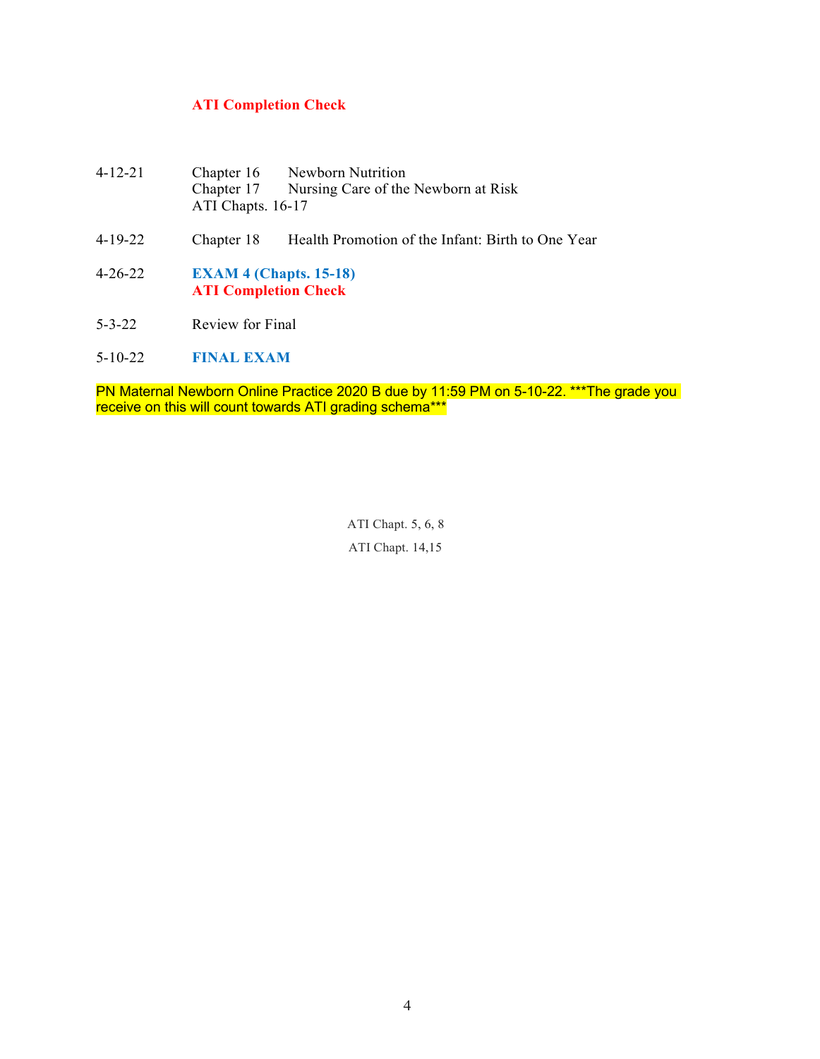**ATI Completion Check**

| | | |
|---|---|---|
| 4-12-21 | Chapter 16 | Newborn Nutrition |
| | Chapter 17 | Nursing Care of the Newborn at Risk |
| | ATI Chapts. 16-17 | |
| 4-19-22 | Chapter 18 | Health Promotion of the Infant: Birth to One Year |
| 4-26-22 | **EXAM 4 (Chapts. 15-18)** | |
| | **ATI Completion Check** | |
| 5-3-22 | Review for Final | |
| 5-10-22 | **FINAL EXAM** | |

PN Maternal Newborn Online Practice 2020 B due by 11:59 PM on 5-10-22. ***The grade you receive on this will count towards ATI grading schema***

ATI Chapt. 5, 6, 8

ATI Chapt. 14,15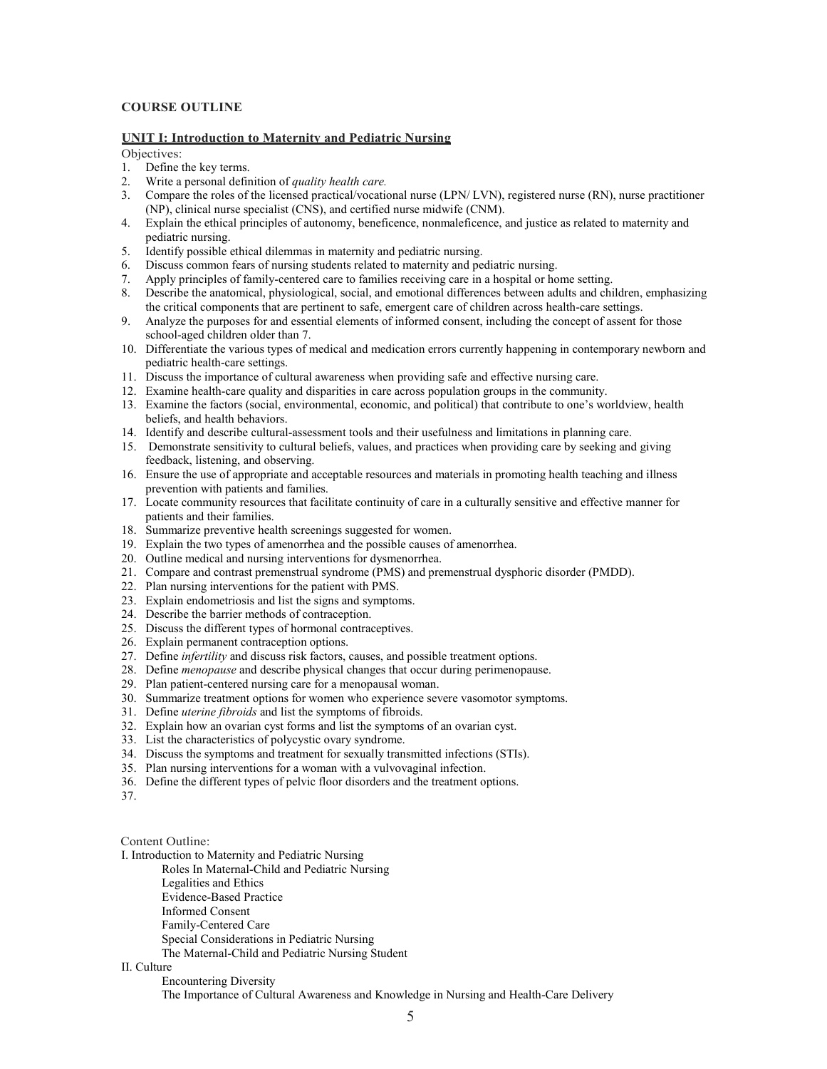**COURSE OUTLINE**

**UNIT I: Introduction to Maternity and Pediatric Nursing**

Objectives:

1. Define the key terms.
2. Write a personal definition of *quality health care.*
3. Compare the roles of the licensed practical/vocational nurse (LPN/ LVN), registered nurse (RN), nurse practitioner (NP), clinical nurse specialist (CNS), and certified nurse midwife (CNM).
4. Explain the ethical principles of autonomy, beneficence, nonmaleficence, and justice as related to maternity and pediatric nursing.
5. Identify possible ethical dilemmas in maternity and pediatric nursing.
6. Discuss common fears of nursing students related to maternity and pediatric nursing.
7. Apply principles of family-centered care to families receiving care in a hospital or home setting.
8. Describe the anatomical, physiological, social, and emotional differences between adults and children, emphasizing the critical components that are pertinent to safe, emergent care of children across health-care settings.
9. Analyze the purposes for and essential elements of informed consent, including the concept of assent for those school-aged children older than 7.
10. Differentiate the various types of medical and medication errors currently happening in contemporary newborn and pediatric health-care settings.
11. Discuss the importance of cultural awareness when providing safe and effective nursing care.
12. Examine health-care quality and disparities in care across population groups in the community.
13. Examine the factors (social, environmental, economic, and political) that contribute to one's worldview, health beliefs, and health behaviors.
14. Identify and describe cultural-assessment tools and their usefulness and limitations in planning care.
15. Demonstrate sensitivity to cultural beliefs, values, and practices when providing care by seeking and giving feedback, listening, and observing.
16. Ensure the use of appropriate and acceptable resources and materials in promoting health teaching and illness prevention with patients and families.
17. Locate community resources that facilitate continuity of care in a culturally sensitive and effective manner for patients and their families.
18. Summarize preventive health screenings suggested for women.
19. Explain the two types of amenorrhea and the possible causes of amenorrhea.
20. Outline medical and nursing interventions for dysmenorrhea.
21. Compare and contrast premenstrual syndrome (PMS) and premenstrual dysphoric disorder (PMDD).
22. Plan nursing interventions for the patient with PMS.
23. Explain endometriosis and list the signs and symptoms.
24. Describe the barrier methods of contraception.
25. Discuss the different types of hormonal contraceptives.
26. Explain permanent contraception options.
27. Define *infertility* and discuss risk factors, causes, and possible treatment options.
28. Define *menopause* and describe physical changes that occur during perimenopause.
29. Plan patient-centered nursing care for a menopausal woman.
30. Summarize treatment options for women who experience severe vasomotor symptoms.
31. Define *uterine fibroids* and list the symptoms of fibroids.
32. Explain how an ovarian cyst forms and list the symptoms of an ovarian cyst.
33. List the characteristics of polycystic ovary syndrome.
34. Discuss the symptoms and treatment for sexually transmitted infections (STIs).
35. Plan nursing interventions for a woman with a vulvovaginal infection.
36. Define the different types of pelvic floor disorders and the treatment options.
37.

Content Outline:

I. Introduction to Maternity and Pediatric Nursing
- Roles In Maternal-Child and Pediatric Nursing
- Legalities and Ethics
- Evidence-Based Practice
- Informed Consent
- Family-Centered Care
- Special Considerations in Pediatric Nursing
- The Maternal-Child and Pediatric Nursing Student

II. Culture
- Encountering Diversity
- The Importance of Cultural Awareness and Knowledge in Nursing and Health-Care Delivery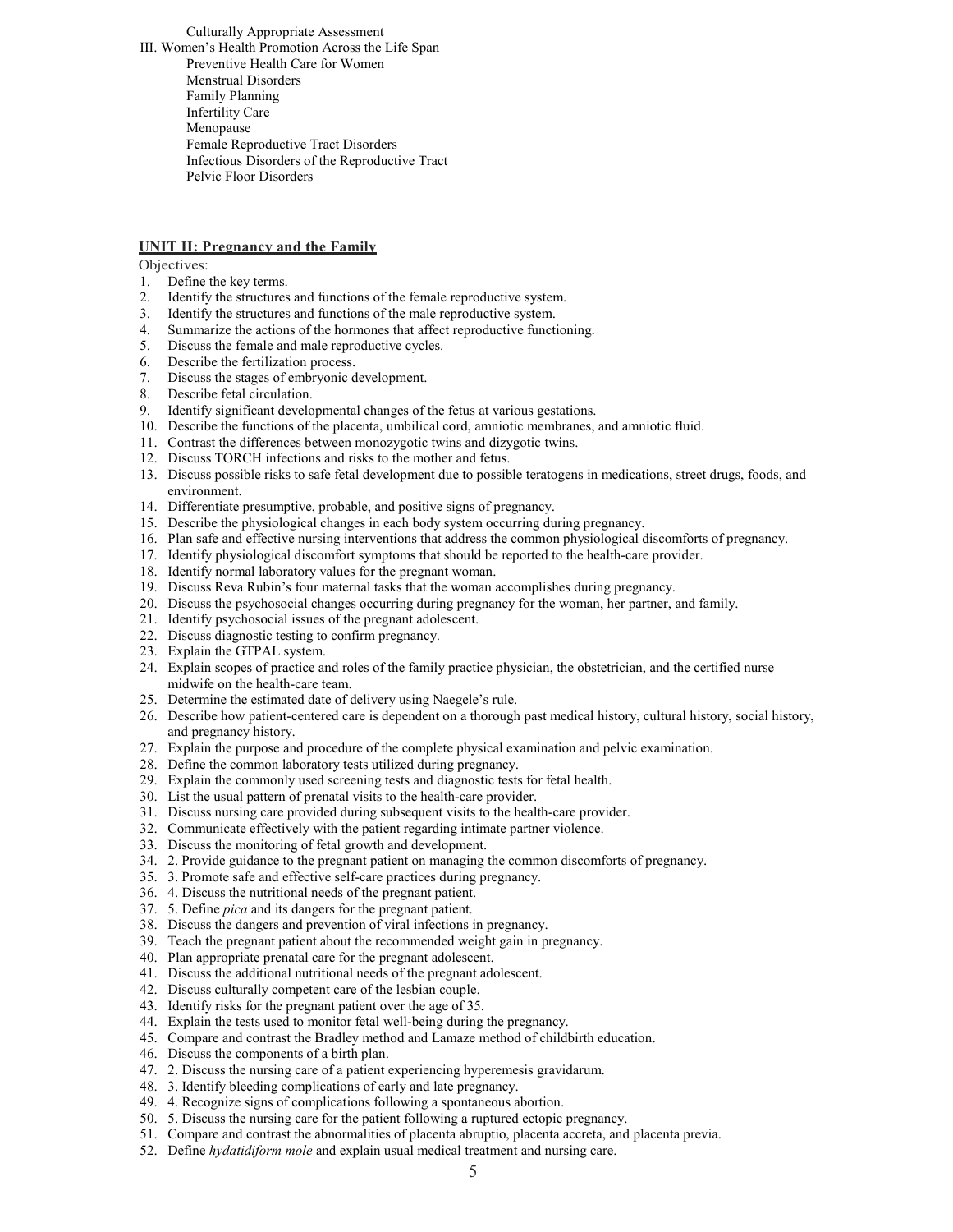Culturally Appropriate Assessment

III. Women's Health Promotion Across the Life Span
- Preventive Health Care for Women
- Menstrual Disorders
- Family Planning
- Infertility Care
- Menopause
- Female Reproductive Tract Disorders
- Infectious Disorders of the Reproductive Tract
- Pelvic Floor Disorders

## UNIT II: Pregnancy and the Family

Objectives:

1. Define the key terms.
2. Identify the structures and functions of the female reproductive system.
3. Identify the structures and functions of the male reproductive system.
4. Summarize the actions of the hormones that affect reproductive functioning.
5. Discuss the female and male reproductive cycles.
6. Describe the fertilization process.
7. Discuss the stages of embryonic development.
8. Describe fetal circulation.
9. Identify significant developmental changes of the fetus at various gestations.
10. Describe the functions of the placenta, umbilical cord, amniotic membranes, and amniotic fluid.
11. Contrast the differences between monozygotic twins and dizygotic twins.
12. Discuss TORCH infections and risks to the mother and fetus.
13. Discuss possible risks to safe fetal development due to possible teratogens in medications, street drugs, foods, and environment.
14. Differentiate presumptive, probable, and positive signs of pregnancy.
15. Describe the physiological changes in each body system occurring during pregnancy.
16. Plan safe and effective nursing interventions that address the common physiological discomforts of pregnancy.
17. Identify physiological discomfort symptoms that should be reported to the health-care provider.
18. Identify normal laboratory values for the pregnant woman.
19. Discuss Reva Rubin's four maternal tasks that the woman accomplishes during pregnancy.
20. Discuss the psychosocial changes occurring during pregnancy for the woman, her partner, and family.
21. Identify psychosocial issues of the pregnant adolescent.
22. Discuss diagnostic testing to confirm pregnancy.
23. Explain the GTPAL system.
24. Explain scopes of practice and roles of the family practice physician, the obstetrician, and the certified nurse midwife on the health-care team.
25. Determine the estimated date of delivery using Naegele's rule.
26. Describe how patient-centered care is dependent on a thorough past medical history, cultural history, social history, and pregnancy history.
27. Explain the purpose and procedure of the complete physical examination and pelvic examination.
28. Define the common laboratory tests utilized during pregnancy.
29. Explain the commonly used screening tests and diagnostic tests for fetal health.
30. List the usual pattern of prenatal visits to the health-care provider.
31. Discuss nursing care provided during subsequent visits to the health-care provider.
32. Communicate effectively with the patient regarding intimate partner violence.
33. Discuss the monitoring of fetal growth and development.
34. 2. Provide guidance to the pregnant patient on managing the common discomforts of pregnancy.
35. 3. Promote safe and effective self-care practices during pregnancy.
36. 4. Discuss the nutritional needs of the pregnant patient.
37. 5. Define *pica* and its dangers for the pregnant patient.
38. Discuss the dangers and prevention of viral infections in pregnancy.
39. Teach the pregnant patient about the recommended weight gain in pregnancy.
40. Plan appropriate prenatal care for the pregnant adolescent.
41. Discuss the additional nutritional needs of the pregnant adolescent.
42. Discuss culturally competent care of the lesbian couple.
43. Identify risks for the pregnant patient over the age of 35.
44. Explain the tests used to monitor fetal well-being during the pregnancy.
45. Compare and contrast the Bradley method and Lamaze method of childbirth education.
46. Discuss the components of a birth plan.
47. 2. Discuss the nursing care of a patient experiencing hyperemesis gravidarum.
48. 3. Identify bleeding complications of early and late pregnancy.
49. 4. Recognize signs of complications following a spontaneous abortion.
50. 5. Discuss the nursing care for the patient following a ruptured ectopic pregnancy.
51. Compare and contrast the abnormalities of placenta abruptio, placenta accreta, and placenta previa.
52. Define *hydatidiform mole* and explain usual medical treatment and nursing care.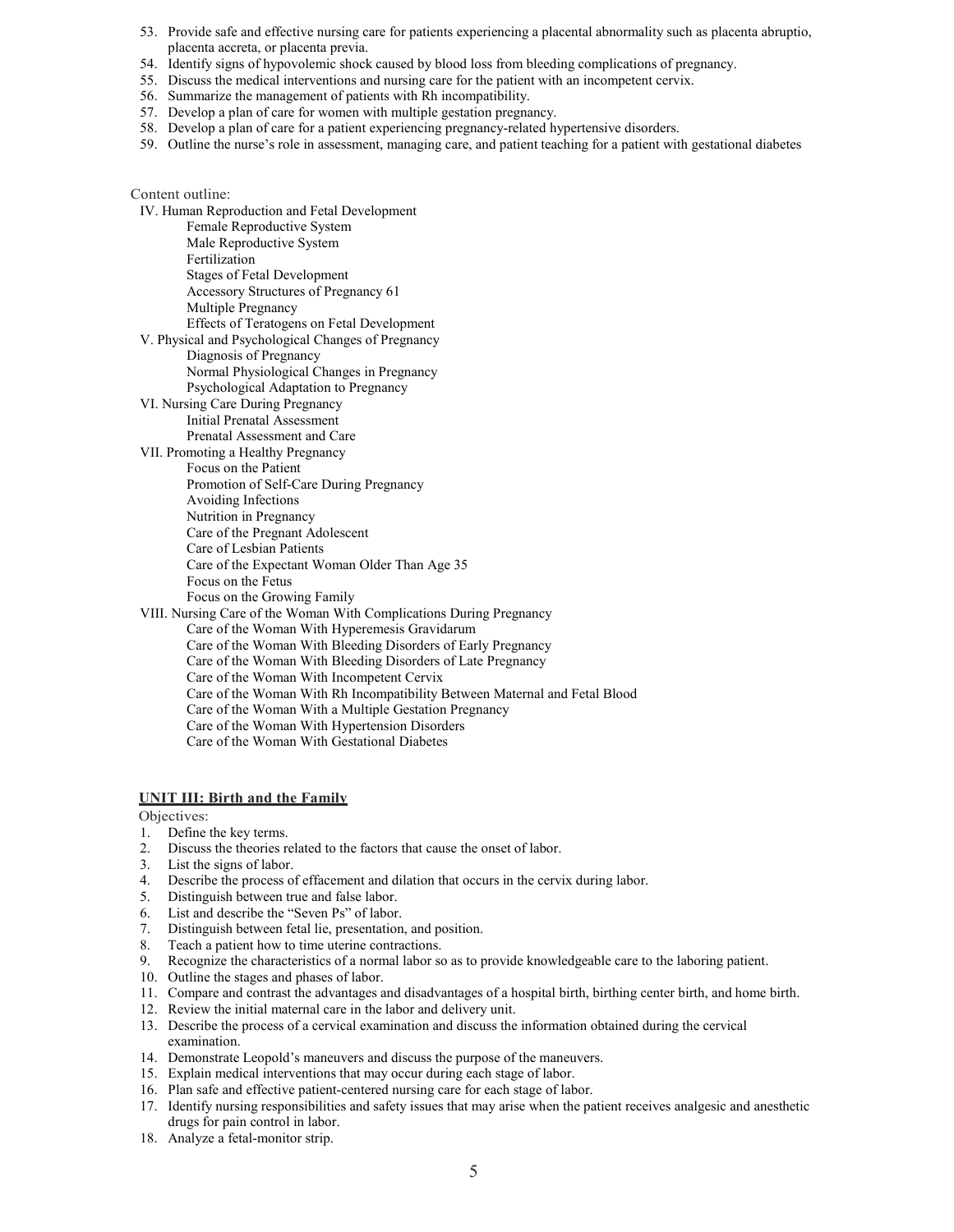53. Provide safe and effective nursing care for patients experiencing a placental abnormality such as placenta abruptio, placenta accreta, or placenta previa.
54. Identify signs of hypovolemic shock caused by blood loss from bleeding complications of pregnancy.
55. Discuss the medical interventions and nursing care for the patient with an incompetent cervix.
56. Summarize the management of patients with Rh incompatibility.
57. Develop a plan of care for women with multiple gestation pregnancy.
58. Develop a plan of care for a patient experiencing pregnancy-related hypertensive disorders.
59. Outline the nurse's role in assessment, managing care, and patient teaching for a patient with gestational diabetes

Content outline:

- IV. Human Reproduction and Fetal Development
  - Female Reproductive System
  - Male Reproductive System
  - Fertilization
  - Stages of Fetal Development
  - Accessory Structures of Pregnancy 61
  - Multiple Pregnancy
  - Effects of Teratogens on Fetal Development
- V. Physical and Psychological Changes of Pregnancy
  - Diagnosis of Pregnancy
  - Normal Physiological Changes in Pregnancy
  - Psychological Adaptation to Pregnancy
- VI. Nursing Care During Pregnancy
  - Initial Prenatal Assessment
  - Prenatal Assessment and Care
- VII. Promoting a Healthy Pregnancy
  - Focus on the Patient
  - Promotion of Self-Care During Pregnancy
  - Avoiding Infections
  - Nutrition in Pregnancy
  - Care of the Pregnant Adolescent
  - Care of Lesbian Patients
  - Care of the Expectant Woman Older Than Age 35
  - Focus on the Fetus
  - Focus on the Growing Family
- VIII. Nursing Care of the Woman With Complications During Pregnancy
  - Care of the Woman With Hyperemesis Gravidarum
  - Care of the Woman With Bleeding Disorders of Early Pregnancy
  - Care of the Woman With Bleeding Disorders of Late Pregnancy
  - Care of the Woman With Incompetent Cervix
  - Care of the Woman With Rh Incompatibility Between Maternal and Fetal Blood
  - Care of the Woman With a Multiple Gestation Pregnancy
  - Care of the Woman With Hypertension Disorders
  - Care of the Woman With Gestational Diabetes

## UNIT III: Birth and the Family

Objectives:

1. Define the key terms.
2. Discuss the theories related to the factors that cause the onset of labor.
3. List the signs of labor.
4. Describe the process of effacement and dilation that occurs in the cervix during labor.
5. Distinguish between true and false labor.
6. List and describe the "Seven Ps" of labor.
7. Distinguish between fetal lie, presentation, and position.
8. Teach a patient how to time uterine contractions.
9. Recognize the characteristics of a normal labor so as to provide knowledgeable care to the laboring patient.
10. Outline the stages and phases of labor.
11. Compare and contrast the advantages and disadvantages of a hospital birth, birthing center birth, and home birth.
12. Review the initial maternal care in the labor and delivery unit.
13. Describe the process of a cervical examination and discuss the information obtained during the cervical examination.
14. Demonstrate Leopold's maneuvers and discuss the purpose of the maneuvers.
15. Explain medical interventions that may occur during each stage of labor.
16. Plan safe and effective patient-centered nursing care for each stage of labor.
17. Identify nursing responsibilities and safety issues that may arise when the patient receives analgesic and anesthetic drugs for pain control in labor.
18. Analyze a fetal-monitor strip.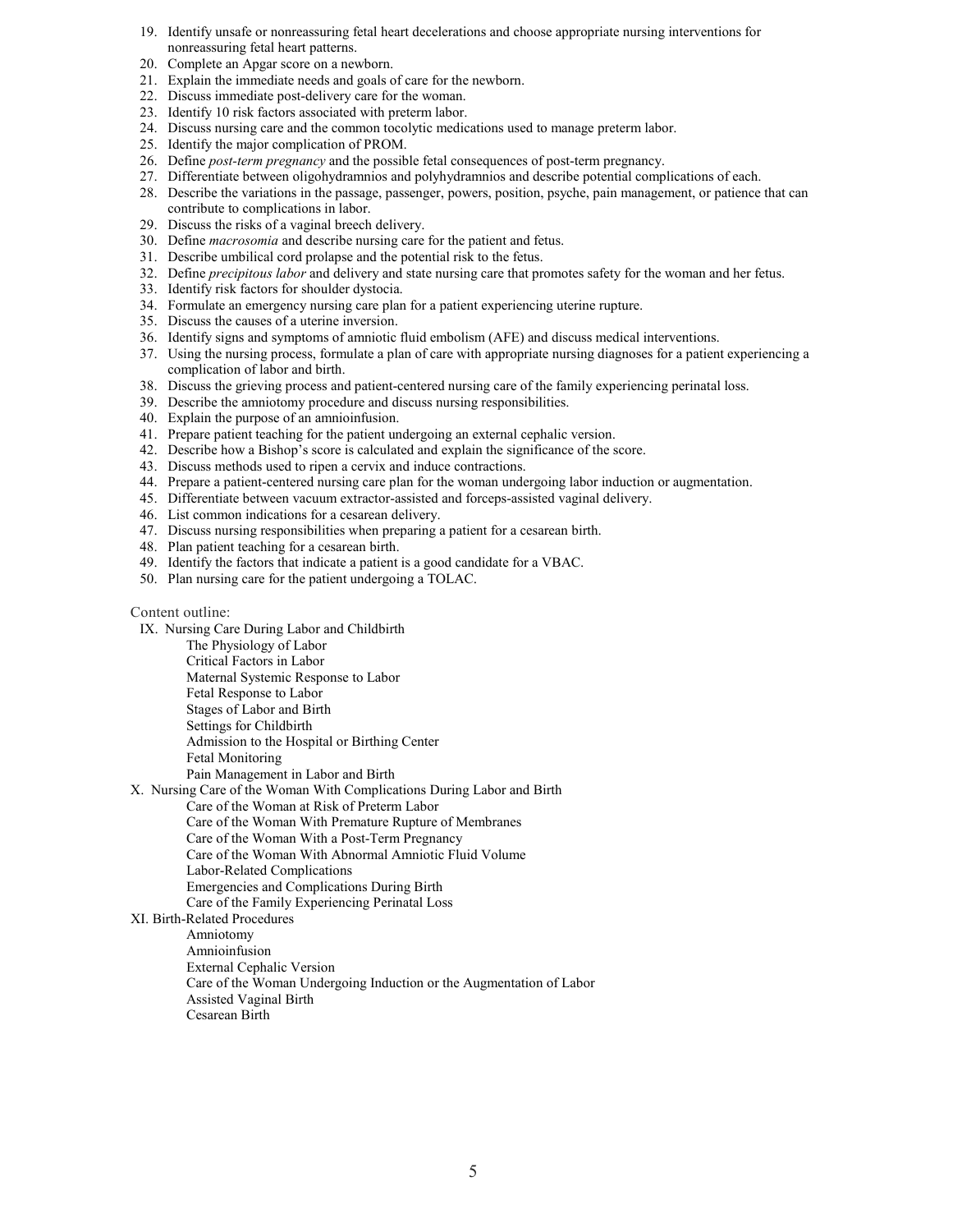19. Identify unsafe or nonreassuring fetal heart decelerations and choose appropriate nursing interventions for nonreassuring fetal heart patterns.
20. Complete an Apgar score on a newborn.
21. Explain the immediate needs and goals of care for the newborn.
22. Discuss immediate post-delivery care for the woman.
23. Identify 10 risk factors associated with preterm labor.
24. Discuss nursing care and the common tocolytic medications used to manage preterm labor.
25. Identify the major complication of PROM.
26. Define *post-term pregnancy* and the possible fetal consequences of post-term pregnancy.
27. Differentiate between oligohydramnios and polyhydramnios and describe potential complications of each.
28. Describe the variations in the passage, passenger, powers, position, psyche, pain management, or patience that can contribute to complications in labor.
29. Discuss the risks of a vaginal breech delivery.
30. Define *macrosomia* and describe nursing care for the patient and fetus.
31. Describe umbilical cord prolapse and the potential risk to the fetus.
32. Define *precipitous labor* and delivery and state nursing care that promotes safety for the woman and her fetus.
33. Identify risk factors for shoulder dystocia.
34. Formulate an emergency nursing care plan for a patient experiencing uterine rupture.
35. Discuss the causes of a uterine inversion.
36. Identify signs and symptoms of amniotic fluid embolism (AFE) and discuss medical interventions.
37. Using the nursing process, formulate a plan of care with appropriate nursing diagnoses for a patient experiencing a complication of labor and birth.
38. Discuss the grieving process and patient-centered nursing care of the family experiencing perinatal loss.
39. Describe the amniotomy procedure and discuss nursing responsibilities.
40. Explain the purpose of an amnioinfusion.
41. Prepare patient teaching for the patient undergoing an external cephalic version.
42. Describe how a Bishop's score is calculated and explain the significance of the score.
43. Discuss methods used to ripen a cervix and induce contractions.
44. Prepare a patient-centered nursing care plan for the woman undergoing labor induction or augmentation.
45. Differentiate between vacuum extractor-assisted and forceps-assisted vaginal delivery.
46. List common indications for a cesarean delivery.
47. Discuss nursing responsibilities when preparing a patient for a cesarean birth.
48. Plan patient teaching for a cesarean birth.
49. Identify the factors that indicate a patient is a good candidate for a VBAC.
50. Plan nursing care for the patient undergoing a TOLAC.

Content outline:

- IX. Nursing Care During Labor and Childbirth
  - The Physiology of Labor
  - Critical Factors in Labor
  - Maternal Systemic Response to Labor
  - Fetal Response to Labor
  - Stages of Labor and Birth
  - Settings for Childbirth
  - Admission to the Hospital or Birthing Center
  - Fetal Monitoring
  - Pain Management in Labor and Birth
- X. Nursing Care of the Woman With Complications During Labor and Birth
  - Care of the Woman at Risk of Preterm Labor
  - Care of the Woman With Premature Rupture of Membranes
  - Care of the Woman With a Post-Term Pregnancy
  - Care of the Woman With Abnormal Amniotic Fluid Volume
  - Labor-Related Complications
  - Emergencies and Complications During Birth
  - Care of the Family Experiencing Perinatal Loss
- XI. Birth-Related Procedures
  - Amniotomy
  - Amnioinfusion
  - External Cephalic Version
  - Care of the Woman Undergoing Induction or the Augmentation of Labor
  - Assisted Vaginal Birth
  - Cesarean Birth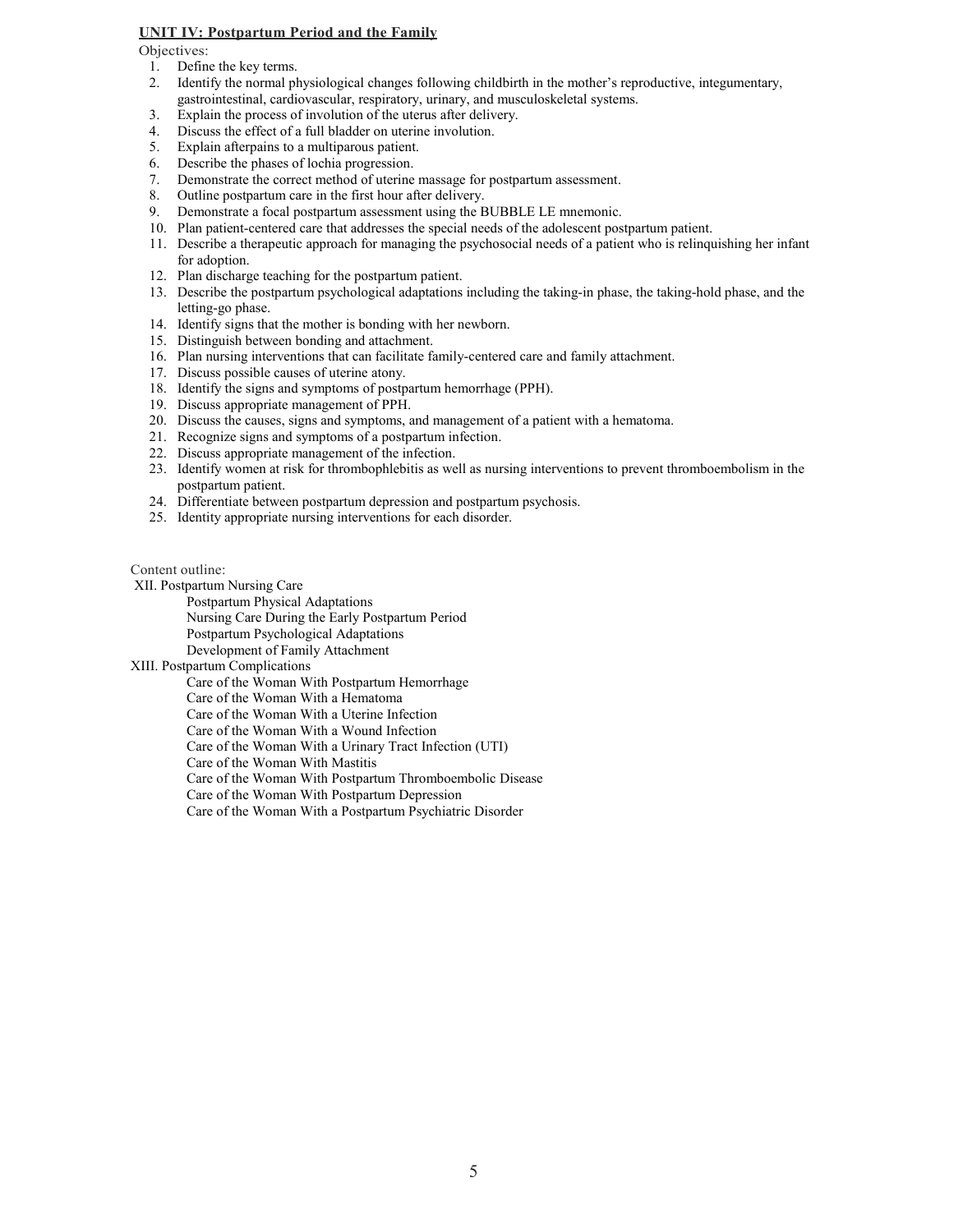## UNIT IV: Postpartum Period and the Family

Objectives:

1. Define the key terms.
2. Identify the normal physiological changes following childbirth in the mother's reproductive, integumentary, gastrointestinal, cardiovascular, respiratory, urinary, and musculoskeletal systems.
3. Explain the process of involution of the uterus after delivery.
4. Discuss the effect of a full bladder on uterine involution.
5. Explain afterpains to a multiparous patient.
6. Describe the phases of lochia progression.
7. Demonstrate the correct method of uterine massage for postpartum assessment.
8. Outline postpartum care in the first hour after delivery.
9. Demonstrate a focal postpartum assessment using the BUBBLE LE mnemonic.
10. Plan patient-centered care that addresses the special needs of the adolescent postpartum patient.
11. Describe a therapeutic approach for managing the psychosocial needs of a patient who is relinquishing her infant for adoption.
12. Plan discharge teaching for the postpartum patient.
13. Describe the postpartum psychological adaptations including the taking-in phase, the taking-hold phase, and the letting-go phase.
14. Identify signs that the mother is bonding with her newborn.
15. Distinguish between bonding and attachment.
16. Plan nursing interventions that can facilitate family-centered care and family attachment.
17. Discuss possible causes of uterine atony.
18. Identify the signs and symptoms of postpartum hemorrhage (PPH).
19. Discuss appropriate management of PPH.
20. Discuss the causes, signs and symptoms, and management of a patient with a hematoma.
21. Recognize signs and symptoms of a postpartum infection.
22. Discuss appropriate management of the infection.
23. Identify women at risk for thrombophlebitis as well as nursing interventions to prevent thromboembolism in the postpartum patient.
24. Differentiate between postpartum depression and postpartum psychosis.
25. Identity appropriate nursing interventions for each disorder.

Content outline:

XII. Postpartum Nursing Care
- Postpartum Physical Adaptations
- Nursing Care During the Early Postpartum Period
- Postpartum Psychological Adaptations
- Development of Family Attachment

XIII. Postpartum Complications
- Care of the Woman With Postpartum Hemorrhage
- Care of the Woman With a Hematoma
- Care of the Woman With a Uterine Infection
- Care of the Woman With a Wound Infection
- Care of the Woman With a Urinary Tract Infection (UTI)
- Care of the Woman With Mastitis
- Care of the Woman With Postpartum Thromboembolic Disease
- Care of the Woman With Postpartum Depression
- Care of the Woman With a Postpartum Psychiatric Disorder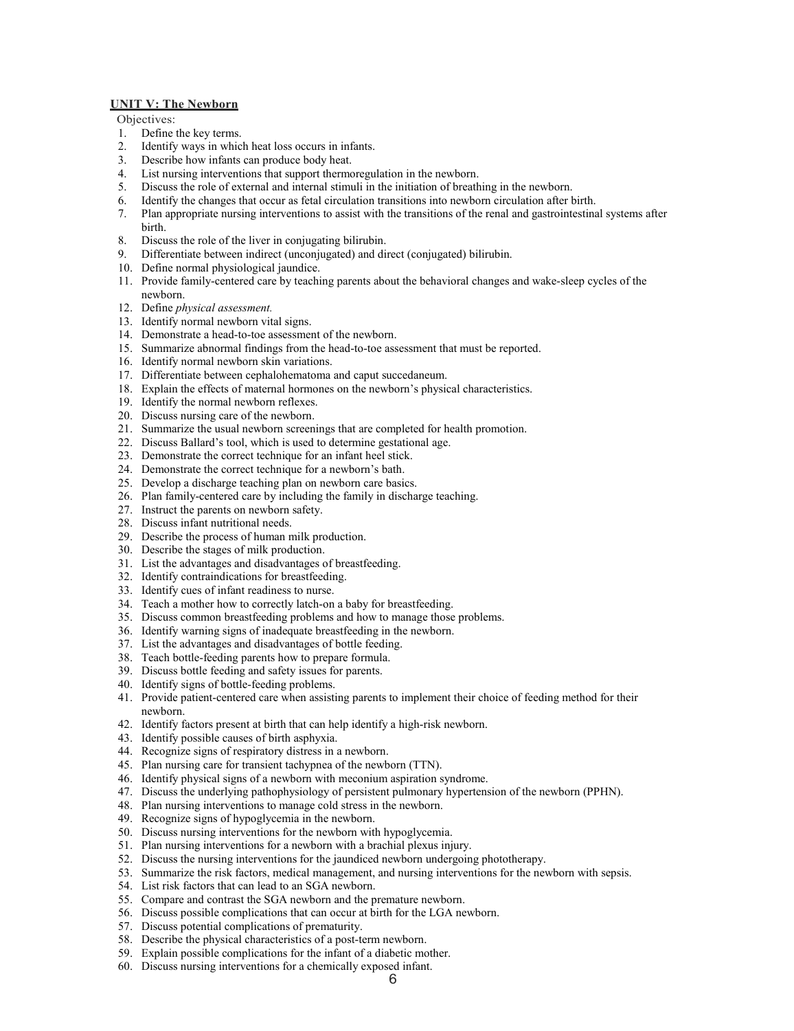## UNIT V: The Newborn

Objectives:

1. Define the key terms.
2. Identify ways in which heat loss occurs in infants.
3. Describe how infants can produce body heat.
4. List nursing interventions that support thermoregulation in the newborn.
5. Discuss the role of external and internal stimuli in the initiation of breathing in the newborn.
6. Identify the changes that occur as fetal circulation transitions into newborn circulation after birth.
7. Plan appropriate nursing interventions to assist with the transitions of the renal and gastrointestinal systems after birth.
8. Discuss the role of the liver in conjugating bilirubin.
9. Differentiate between indirect (unconjugated) and direct (conjugated) bilirubin.
10. Define normal physiological jaundice.
11. Provide family-centered care by teaching parents about the behavioral changes and wake-sleep cycles of the newborn.
12. Define *physical assessment.*
13. Identify normal newborn vital signs.
14. Demonstrate a head-to-toe assessment of the newborn.
15. Summarize abnormal findings from the head-to-toe assessment that must be reported.
16. Identify normal newborn skin variations.
17. Differentiate between cephalohematoma and caput succedaneum.
18. Explain the effects of maternal hormones on the newborn's physical characteristics.
19. Identify the normal newborn reflexes.
20. Discuss nursing care of the newborn.
21. Summarize the usual newborn screenings that are completed for health promotion.
22. Discuss Ballard's tool, which is used to determine gestational age.
23. Demonstrate the correct technique for an infant heel stick.
24. Demonstrate the correct technique for a newborn's bath.
25. Develop a discharge teaching plan on newborn care basics.
26. Plan family-centered care by including the family in discharge teaching.
27. Instruct the parents on newborn safety.
28. Discuss infant nutritional needs.
29. Describe the process of human milk production.
30. Describe the stages of milk production.
31. List the advantages and disadvantages of breastfeeding.
32. Identify contraindications for breastfeeding.
33. Identify cues of infant readiness to nurse.
34. Teach a mother how to correctly latch-on a baby for breastfeeding.
35. Discuss common breastfeeding problems and how to manage those problems.
36. Identify warning signs of inadequate breastfeeding in the newborn.
37. List the advantages and disadvantages of bottle feeding.
38. Teach bottle-feeding parents how to prepare formula.
39. Discuss bottle feeding and safety issues for parents.
40. Identify signs of bottle-feeding problems.
41. Provide patient-centered care when assisting parents to implement their choice of feeding method for their newborn.
42. Identify factors present at birth that can help identify a high-risk newborn.
43. Identify possible causes of birth asphyxia.
44. Recognize signs of respiratory distress in a newborn.
45. Plan nursing care for transient tachypnea of the newborn (TTN).
46. Identify physical signs of a newborn with meconium aspiration syndrome.
47. Discuss the underlying pathophysiology of persistent pulmonary hypertension of the newborn (PPHN).
48. Plan nursing interventions to manage cold stress in the newborn.
49. Recognize signs of hypoglycemia in the newborn.
50. Discuss nursing interventions for the newborn with hypoglycemia.
51. Plan nursing interventions for a newborn with a brachial plexus injury.
52. Discuss the nursing interventions for the jaundiced newborn undergoing phototherapy.
53. Summarize the risk factors, medical management, and nursing interventions for the newborn with sepsis.
54. List risk factors that can lead to an SGA newborn.
55. Compare and contrast the SGA newborn and the premature newborn.
56. Discuss possible complications that can occur at birth for the LGA newborn.
57. Discuss potential complications of prematurity.
58. Describe the physical characteristics of a post-term newborn.
59. Explain possible complications for the infant of a diabetic mother.
60. Discuss nursing interventions for a chemically exposed infant.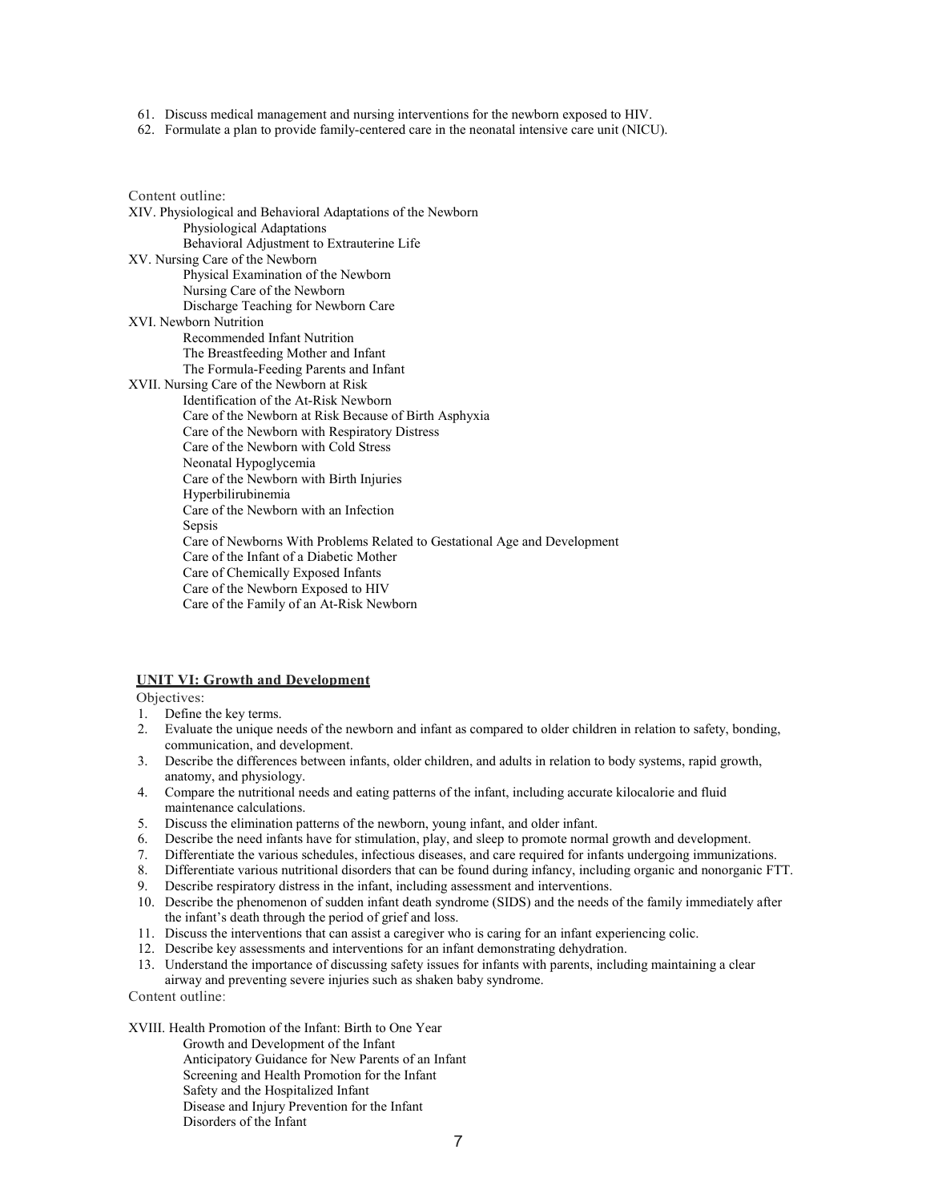61. Discuss medical management and nursing interventions for the newborn exposed to HIV.
62. Formulate a plan to provide family-centered care in the neonatal intensive care unit (NICU).

Content outline:

XIV. Physiological and Behavioral Adaptations of the Newborn
- Physiological Adaptations
- Behavioral Adjustment to Extrauterine Life

XV. Nursing Care of the Newborn
- Physical Examination of the Newborn
- Nursing Care of the Newborn
- Discharge Teaching for Newborn Care

XVI. Newborn Nutrition
- Recommended Infant Nutrition
- The Breastfeeding Mother and Infant
- The Formula-Feeding Parents and Infant

XVII. Nursing Care of the Newborn at Risk
- Identification of the At-Risk Newborn
- Care of the Newborn at Risk Because of Birth Asphyxia
- Care of the Newborn with Respiratory Distress
- Care of the Newborn with Cold Stress
- Neonatal Hypoglycemia
- Care of the Newborn with Birth Injuries
- Hyperbilirubinemia
- Care of the Newborn with an Infection
- Sepsis
- Care of Newborns With Problems Related to Gestational Age and Development
- Care of the Infant of a Diabetic Mother
- Care of Chemically Exposed Infants
- Care of the Newborn Exposed to HIV
- Care of the Family of an At-Risk Newborn

## UNIT VI: Growth and Development

Objectives:

1. Define the key terms.
2. Evaluate the unique needs of the newborn and infant as compared to older children in relation to safety, bonding, communication, and development.
3. Describe the differences between infants, older children, and adults in relation to body systems, rapid growth, anatomy, and physiology.
4. Compare the nutritional needs and eating patterns of the infant, including accurate kilocalorie and fluid maintenance calculations.
5. Discuss the elimination patterns of the newborn, young infant, and older infant.
6. Describe the need infants have for stimulation, play, and sleep to promote normal growth and development.
7. Differentiate the various schedules, infectious diseases, and care required for infants undergoing immunizations.
8. Differentiate various nutritional disorders that can be found during infancy, including organic and nonorganic FTT.
9. Describe respiratory distress in the infant, including assessment and interventions.
10. Describe the phenomenon of sudden infant death syndrome (SIDS) and the needs of the family immediately after the infant's death through the period of grief and loss.
11. Discuss the interventions that can assist a caregiver who is caring for an infant experiencing colic.
12. Describe key assessments and interventions for an infant demonstrating dehydration.
13. Understand the importance of discussing safety issues for infants with parents, including maintaining a clear airway and preventing severe injuries such as shaken baby syndrome.

Content outline:

XVIII. Health Promotion of the Infant: Birth to One Year
- Growth and Development of the Infant
- Anticipatory Guidance for New Parents of an Infant
- Screening and Health Promotion for the Infant
- Safety and the Hospitalized Infant
- Disease and Injury Prevention for the Infant
- Disorders of the Infant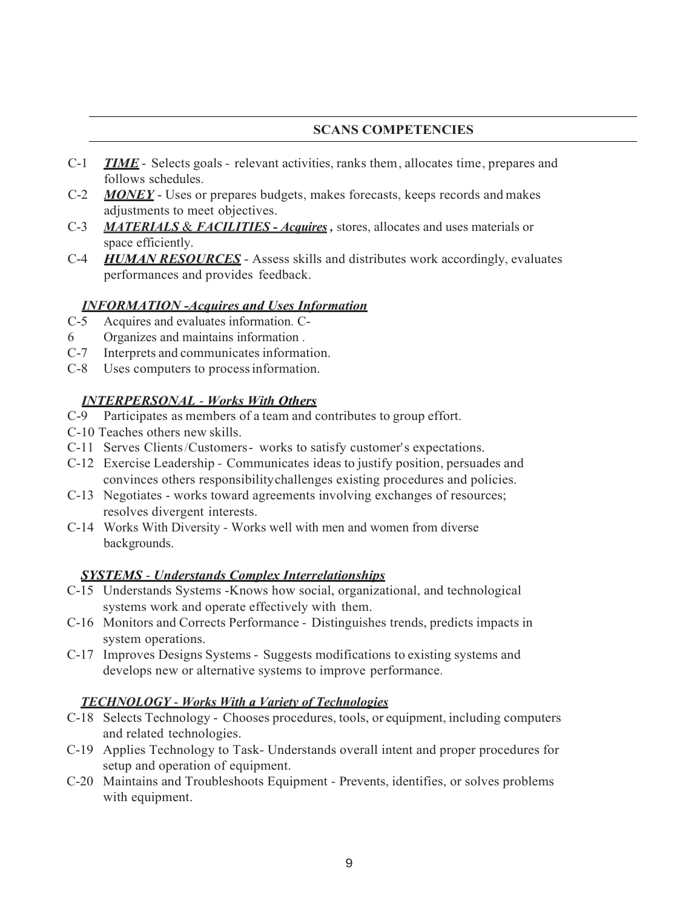## SCANS COMPETENCIES

- C-1 ***TIME*** - Selects goals - relevant activities, ranks them, allocates time, prepares and follows schedules.
- C-2 ***MONEY*** - Uses or prepares budgets, makes forecasts, keeps records and makes adjustments to meet objectives.
- C-3 ***MATERIALS & FACILITIES - Acquires ,*** stores, allocates and uses materials or space efficiently.
- C-4 ***HUMAN RESOURCES*** - Assess skills and distributes work accordingly, evaluates performances and provides feedback.

### *INFORMATION -Acquires and Uses Information*

- C-5 Acquires and evaluates information.
- C-6 Organizes and maintains information .
- C-7 Interprets and communicates information.
- C-8 Uses computers to process information.

### *INTERPERSONAL - Works With Others*

- C-9 Participates as members of a team and contributes to group effort.
- C-10 Teaches others new skills.
- C-11 Serves Clients/Customers- works to satisfy customer's expectations.
- C-12 Exercise Leadership - Communicates ideas to justify position, persuades and convinces others responsibilitychallenges existing procedures and policies.
- C-13 Negotiates - works toward agreements involving exchanges of resources; resolves divergent interests.
- C-14 Works With Diversity - Works well with men and women from diverse backgrounds.

### *SYSTEMS - Understands Complex Interrelationships*

- C-15 Understands Systems -Knows how social, organizational, and technological systems work and operate effectively with them.
- C-16 Monitors and Corrects Performance - Distinguishes trends, predicts impacts in system operations.
- C-17 Improves Designs Systems - Suggests modifications to existing systems and develops new or alternative systems to improve performance.

### *TECHNOLOGY - Works With a Variety of Technologies*

- C-18 Selects Technology - Chooses procedures, tools, or equipment, including computers and related technologies.
- C-19 Applies Technology to Task- Understands overall intent and proper procedures for setup and operation of equipment.
- C-20 Maintains and Troubleshoots Equipment - Prevents, identifies, or solves problems with equipment.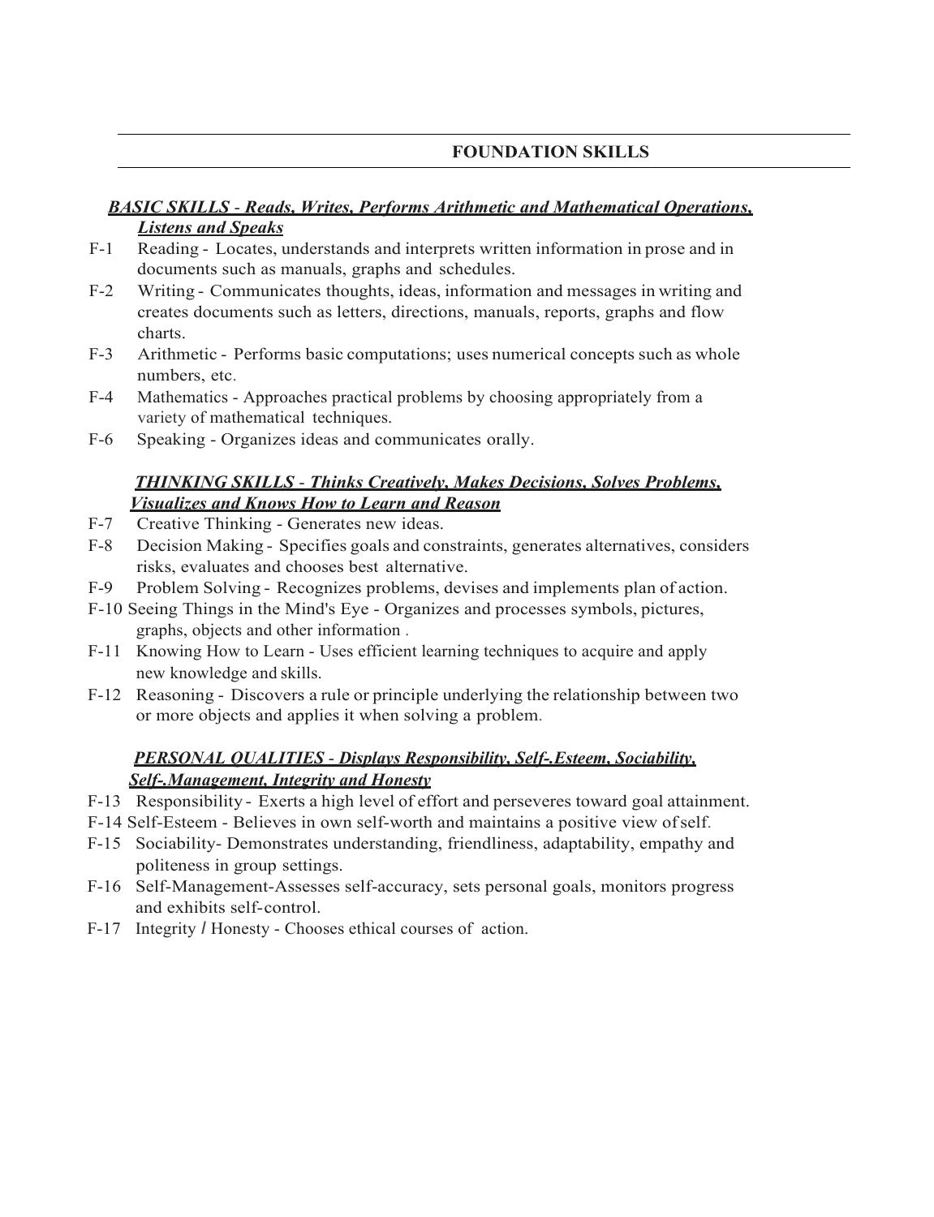## FOUNDATION SKILLS

***BASIC SKILLS - Reads, Writes, Performs Arithmetic and Mathematical Operations, Listens and Speaks***

F-1 Reading - Locates, understands and interprets written information in prose and in documents such as manuals, graphs and schedules.

F-2 Writing - Communicates thoughts, ideas, information and messages in writing and creates documents such as letters, directions, manuals, reports, graphs and flow charts.

F-3 Arithmetic - Performs basic computations; uses numerical concepts such as whole numbers, etc.

F-4 Mathematics - Approaches practical problems by choosing appropriately from a variety of mathematical techniques.

F-6 Speaking - Organizes ideas and communicates orally.

***THINKING SKILLS - Thinks Creatively, Makes Decisions, Solves Problems, Visualizes and Knows How to Learn and Reason***

F-7 Creative Thinking - Generates new ideas.

F-8 Decision Making - Specifies goals and constraints, generates alternatives, considers risks, evaluates and chooses best alternative.

F-9 Problem Solving - Recognizes problems, devises and implements plan of action.

F-10 Seeing Things in the Mind's Eye - Organizes and processes symbols, pictures, graphs, objects and other information .

F-11 Knowing How to Learn - Uses efficient learning techniques to acquire and apply new knowledge and skills.

F-12 Reasoning - Discovers a rule or principle underlying the relationship between two or more objects and applies it when solving a problem.

***PERSONAL QUALITIES - Displays Responsibility, Self-.Esteem, Sociability, Self-.Management, Integrity and Honesty***

F-13 Responsibility - Exerts a high level of effort and perseveres toward goal attainment.

F-14 Self-Esteem - Believes in own self-worth and maintains a positive view of self.

F-15 Sociability- Demonstrates understanding, friendliness, adaptability, empathy and politeness in group settings.

F-16 Self-Management-Assesses self-accuracy, sets personal goals, monitors progress and exhibits self-control.

F-17 Integrity / Honesty - Chooses ethical courses of action.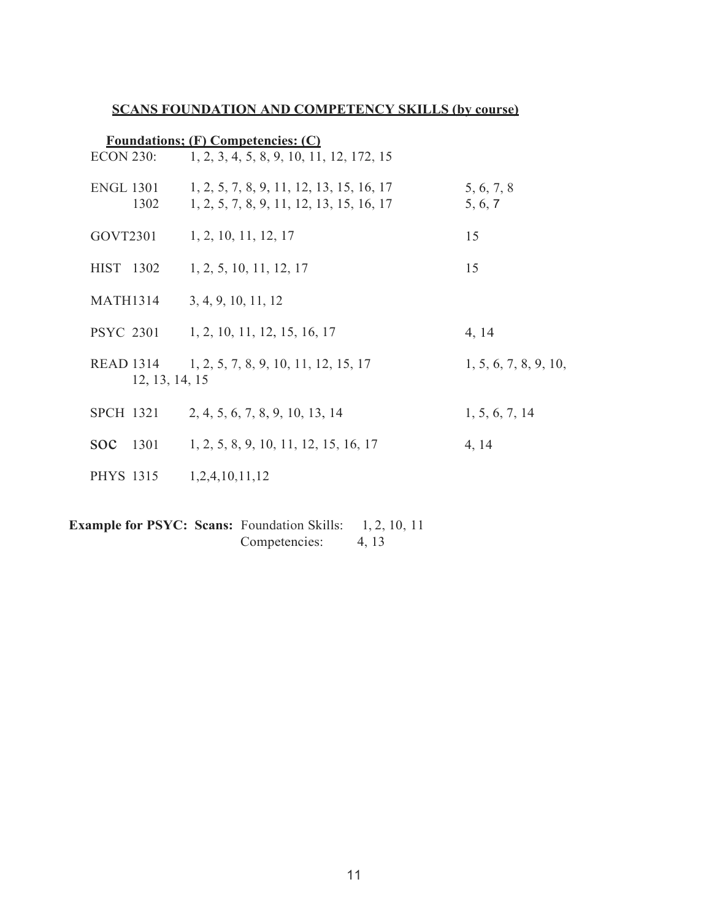**SCANS FOUNDATION AND COMPETENCY SKILLS (by course)**

**Foundations; (F) Competencies: (C)**

| Course | Foundations (F) | Competencies (C) |
|---|---|---|
| ECON 230: | 1, 2, 3, 4, 5, 8, 9, 10, 11, 12, 172, 15 | |
| ENGL 1301 | 1, 2, 5, 7, 8, 9, 11, 12, 13, 15, 16, 17 | 5, 6, 7, 8 |
| 1302 | 1, 2, 5, 7, 8, 9, 11, 12, 13, 15, 16, 17 | 5, 6, 7 |
| GOVT2301 | 1, 2, 10, 11, 12, 17 | 15 |
| HIST 1302 | 1, 2, 5, 10, 11, 12, 17 | 15 |
| MATH1314 | 3, 4, 9, 10, 11, 12 | |
| PSYC 2301 | 1, 2, 10, 11, 12, 15, 16, 17 | 4, 14 |
| READ 1314 | 1, 2, 5, 7, 8, 9, 10, 11, 12, 15, 17 | 1, 5, 6, 7, 8, 9, 10, 12, 13, 14, 15 |
| SPCH 1321 | 2, 4, 5, 6, 7, 8, 9, 10, 13, 14 | 1, 5, 6, 7, 14 |
| **SOC** 1301 | 1, 2, 5, 8, 9, 10, 11, 12, 15, 16, 17 | 4, 14 |
| PHYS 1315 | 1,2,4,10,11,12 | |

**Example for PSYC: Scans:** Foundation Skills: 1, 2, 10, 11
Competencies: 4, 13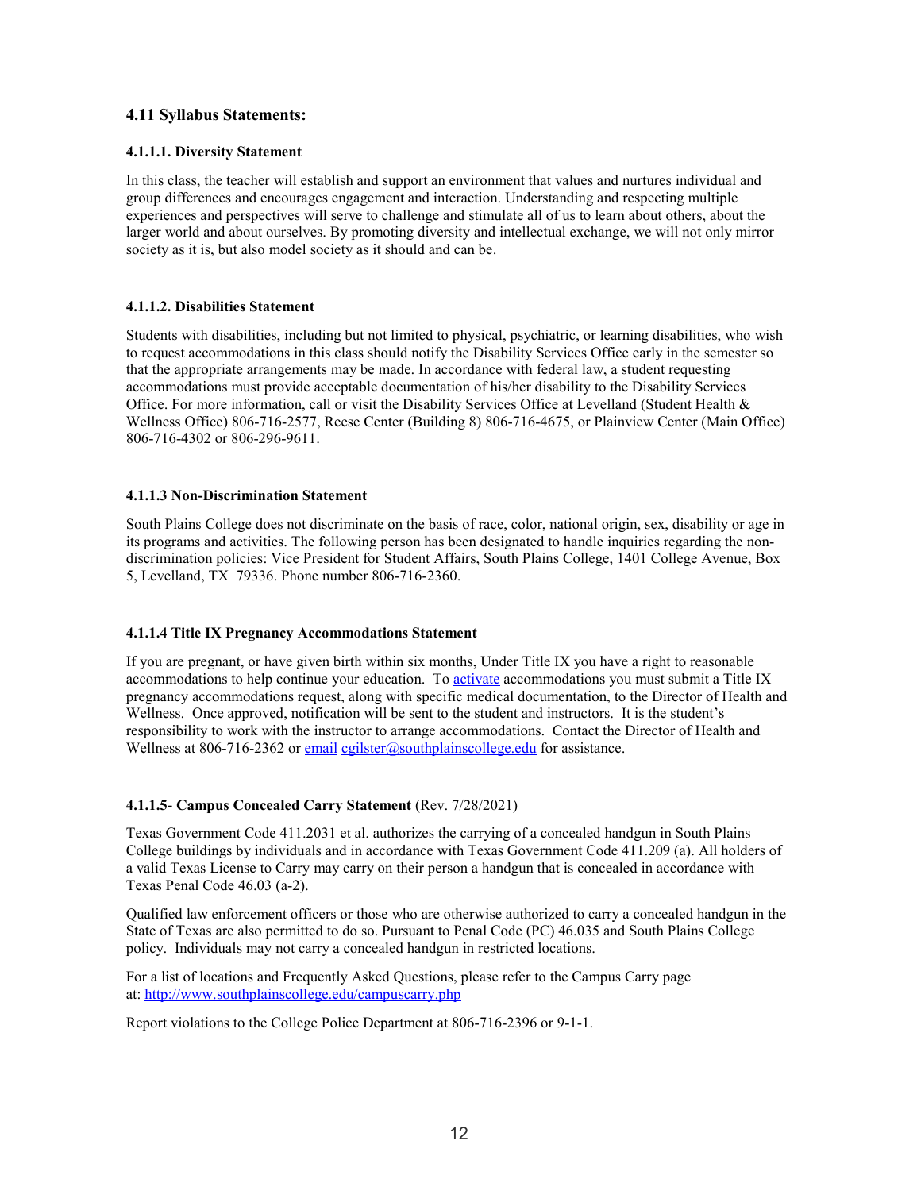### 4.11 Syllabus Statements:

#### 4.1.1.1. Diversity Statement

In this class, the teacher will establish and support an environment that values and nurtures individual and group differences and encourages engagement and interaction. Understanding and respecting multiple experiences and perspectives will serve to challenge and stimulate all of us to learn about others, about the larger world and about ourselves. By promoting diversity and intellectual exchange, we will not only mirror society as it is, but also model society as it should and can be.

#### 4.1.1.2. Disabilities Statement

Students with disabilities, including but not limited to physical, psychiatric, or learning disabilities, who wish to request accommodations in this class should notify the Disability Services Office early in the semester so that the appropriate arrangements may be made. In accordance with federal law, a student requesting accommodations must provide acceptable documentation of his/her disability to the Disability Services Office. For more information, call or visit the Disability Services Office at Levelland (Student Health & Wellness Office) 806-716-2577, Reese Center (Building 8) 806-716-4675, or Plainview Center (Main Office) 806-716-4302 or 806-296-9611.

#### 4.1.1.3 Non-Discrimination Statement

South Plains College does not discriminate on the basis of race, color, national origin, sex, disability or age in its programs and activities. The following person has been designated to handle inquiries regarding the non-discrimination policies: Vice President for Student Affairs, South Plains College, 1401 College Avenue, Box 5, Levelland, TX 79336. Phone number 806-716-2360.

#### 4.1.1.4 Title IX Pregnancy Accommodations Statement

If you are pregnant, or have given birth within six months, Under Title IX you have a right to reasonable accommodations to help continue your education. To activate accommodations you must submit a Title IX pregnancy accommodations request, along with specific medical documentation, to the Director of Health and Wellness. Once approved, notification will be sent to the student and instructors. It is the student's responsibility to work with the instructor to arrange accommodations. Contact the Director of Health and Wellness at 806-716-2362 or email cgilster@southplainscollege.edu for assistance.

#### 4.1.1.5- Campus Concealed Carry Statement (Rev. 7/28/2021)

Texas Government Code 411.2031 et al. authorizes the carrying of a concealed handgun in South Plains College buildings by individuals and in accordance with Texas Government Code 411.209 (a). All holders of a valid Texas License to Carry may carry on their person a handgun that is concealed in accordance with Texas Penal Code 46.03 (a-2).

Qualified law enforcement officers or those who are otherwise authorized to carry a concealed handgun in the State of Texas are also permitted to do so. Pursuant to Penal Code (PC) 46.035 and South Plains College policy. Individuals may not carry a concealed handgun in restricted locations.

For a list of locations and Frequently Asked Questions, please refer to the Campus Carry page at: http://www.southplainscollege.edu/campuscarry.php

Report violations to the College Police Department at 806-716-2396 or 9-1-1.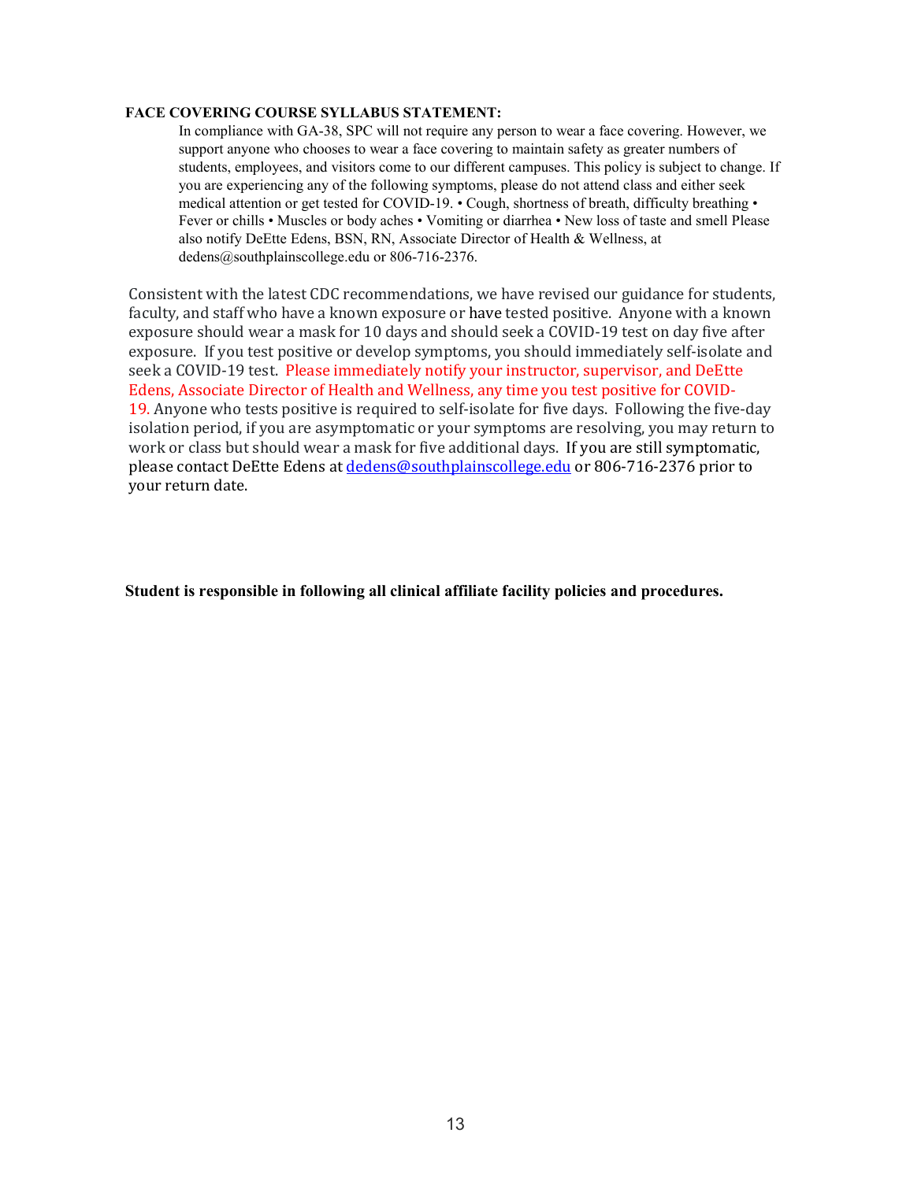**FACE COVERING COURSE SYLLABUS STATEMENT:**

In compliance with GA-38, SPC will not require any person to wear a face covering. However, we support anyone who chooses to wear a face covering to maintain safety as greater numbers of students, employees, and visitors come to our different campuses. This policy is subject to change. If you are experiencing any of the following symptoms, please do not attend class and either seek medical attention or get tested for COVID-19. • Cough, shortness of breath, difficulty breathing • Fever or chills • Muscles or body aches • Vomiting or diarrhea • New loss of taste and smell Please also notify DeEtte Edens, BSN, RN, Associate Director of Health & Wellness, at dedens@southplainscollege.edu or 806-716-2376.

Consistent with the latest CDC recommendations, we have revised our guidance for students, faculty, and staff who have a known exposure or have tested positive. Anyone with a known exposure should wear a mask for 10 days and should seek a COVID-19 test on day five after exposure. If you test positive or develop symptoms, you should immediately self-isolate and seek a COVID-19 test. Please immediately notify your instructor, supervisor, and DeEtte Edens, Associate Director of Health and Wellness, any time you test positive for COVID-19. Anyone who tests positive is required to self-isolate for five days. Following the five-day isolation period, if you are asymptomatic or your symptoms are resolving, you may return to work or class but should wear a mask for five additional days. If you are still symptomatic, please contact DeEtte Edens at dedens@southplainscollege.edu or 806-716-2376 prior to your return date.

**Student is responsible in following all clinical affiliate facility policies and procedures.**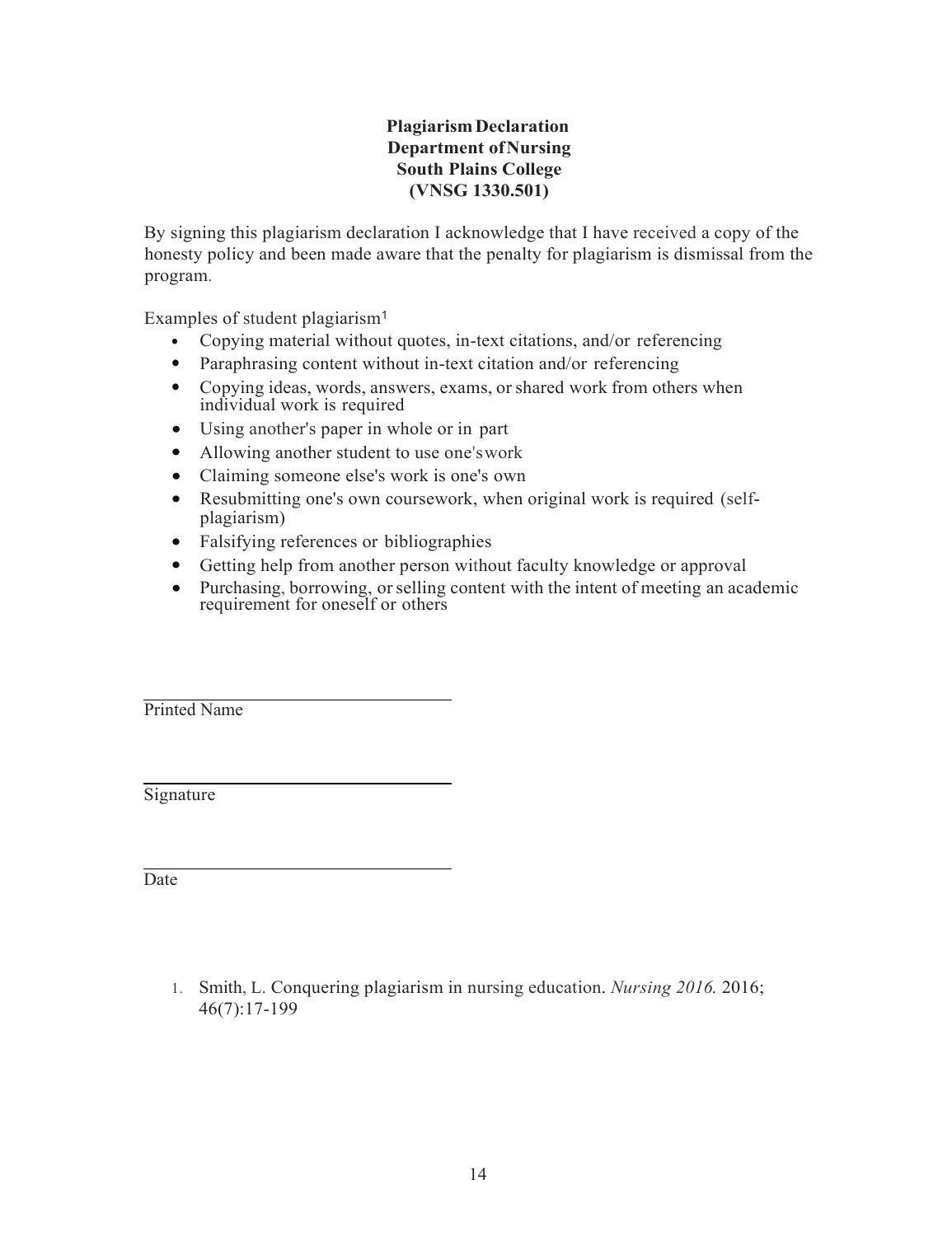**Plagiarism Declaration**
**Department of Nursing**
**South Plains College**
**(VNSG 1330.501)**

By signing this plagiarism declaration I acknowledge that I have received a copy of the honesty policy and been made aware that the penalty for plagiarism is dismissal from the program.

Examples of student plagiarism[1]

- Copying material without quotes, in-text citations, and/or referencing
- Paraphrasing content without in-text citation and/or referencing
- Copying ideas, words, answers, exams, or shared work from others when individual work is required
- Using another's paper in whole or in part
- Allowing another student to use one's work
- Claiming someone else's work is one's own
- Resubmitting one's own coursework, when original work is required (self-plagiarism)
- Falsifying references or bibliographies
- Getting help from another person without faculty knowledge or approval
- Purchasing, borrowing, or selling content with the intent of meeting an academic requirement for oneself or others

\_\_\_\_\_\_\_\_\_\_\_\_\_\_\_\_\_\_\_\_\_\_\_\_\_\_\_\_\_\_
Printed Name

\_\_\_\_\_\_\_\_\_\_\_\_\_\_\_\_\_\_\_\_\_\_\_\_\_\_\_\_\_\_
Signature

\_\_\_\_\_\_\_\_\_\_\_\_\_\_\_\_\_\_\_\_\_\_\_\_\_\_\_\_\_\_
Date

1. Smith, L. Conquering plagiarism in nursing education. *Nursing 2016.* 2016; 46(7):17-199